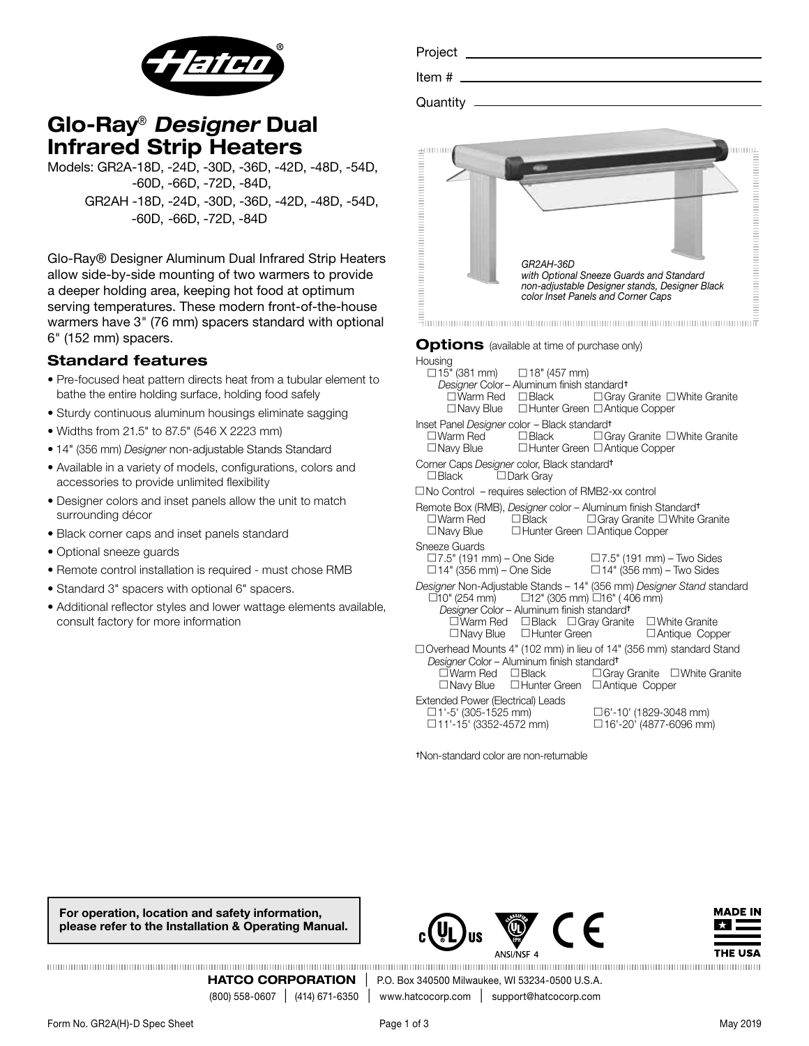# Glo-Ray® *Designer* Dual Infrared Strip Heaters

Models: GR2A-18D, -24D, -30D, -36D, -42D, -48D, -54D, -60D, -66D, -72D, -84D,
GR2AH -18D, -24D, -30D, -36D, -42D, -48D, -54D, -60D, -66D, -72D, -84D

Project ___________

Item # ___________

Quantity ___________

Glo-Ray® Designer Aluminum Dual Infrared Strip Heaters allow side-by-side mounting of two warmers to provide a deeper holding area, keeping hot food at optimum serving temperatures. These modern front-of-the-house warmers have 3" (76 mm) spacers standard with optional 6" (152 mm) spacers.

*GR2AH-36D with Optional Sneeze Guards and Standard non-adjustable Designer stands, Designer Black color Inset Panels and Corner Caps*

## Standard features

- Pre-focused heat pattern directs heat from a tubular element to bathe the entire holding surface, holding food safely
- Sturdy continuous aluminum housings eliminate sagging
- Widths from 21.5" to 87.5" (546 X 2223 mm)
- 14" (356 mm) *Designer* non-adjustable Stands Standard
- Available in a variety of models, configurations, colors and accessories to provide unlimited flexibility
- Designer colors and inset panels allow the unit to match surrounding décor
- Black corner caps and inset panels standard
- Optional sneeze guards
- Remote control installation is required - must chose RMB
- Standard 3" spacers with optional 6" spacers.
- Additional reflector styles and lower wattage elements available, consult factory for more information

## Options (available at time of purchase only)

Housing
- ☐ 15" (381 mm) ☐ 18" (457 mm)
- *Designer* Color – Aluminum finish standard†
  - ☐ Warm Red ☐ Black ☐ Gray Granite ☐ White Granite
  - ☐ Navy Blue ☐ Hunter Green ☐ Antique Copper

Inset Panel *Designer* color – Black standard†
- ☐ Warm Red ☐ Black ☐ Gray Granite ☐ White Granite
- ☐ Navy Blue ☐ Hunter Green ☐ Antique Copper

Corner Caps *Designer* color, Black standard†
- ☐ Black ☐ Dark Gray

☐ No Control – requires selection of RMB2-xx control

Remote Box (RMB), *Designer* color – Aluminum finish Standard†
- ☐ Warm Red ☐ Black ☐ Gray Granite ☐ White Granite
- ☐ Navy Blue ☐ Hunter Green ☐ Antique Copper

Sneeze Guards
- ☐ 7.5" (191 mm) – One Side ☐ 7.5" (191 mm) – Two Sides
- ☐ 14" (356 mm) – One Side ☐ 14" (356 mm) – Two Sides

*Designer* Non-Adjustable Stands – 14" (356 mm) *Designer Stand* standard
- ☐ 10" (254 mm) ☐ 12" (305 mm) ☐ 16" ( 406 mm)
- *Designer* Color – Aluminum finish standard†
  - ☐ Warm Red ☐ Black ☐ Gray Granite ☐ White Granite
  - ☐ Navy Blue ☐ Hunter Green ☐ Antique Copper

☐ Overhead Mounts 4" (102 mm) in lieu of 14" (356 mm) standard Stand
- *Designer* Color – Aluminum finish standard†
  - ☐ Warm Red ☐ Black ☐ Gray Granite ☐ White Granite
  - ☐ Navy Blue ☐ Hunter Green ☐ Antique Copper

Extended Power (Electrical) Leads
- ☐ 1'-5' (305-1525 mm) ☐ 6'-10' (1829-3048 mm)
- ☐ 11'-15' (3352-4572 mm) ☐ 16'-20' (4877-6096 mm)

†Non-standard color are non-returnable

**For operation, location and safety information, please refer to the Installation & Operating Manual.**

ANSI/NSF 4

MADE IN THE USA

**HATCO CORPORATION** | P.O. Box 340500 Milwaukee, WI 53234-0500 U.S.A.
(800) 558-0607 | (414) 671-6350 | www.hatcocorp.com | support@hatcocorp.com

Form No. GR2A(H)-D Spec Sheet — May 2019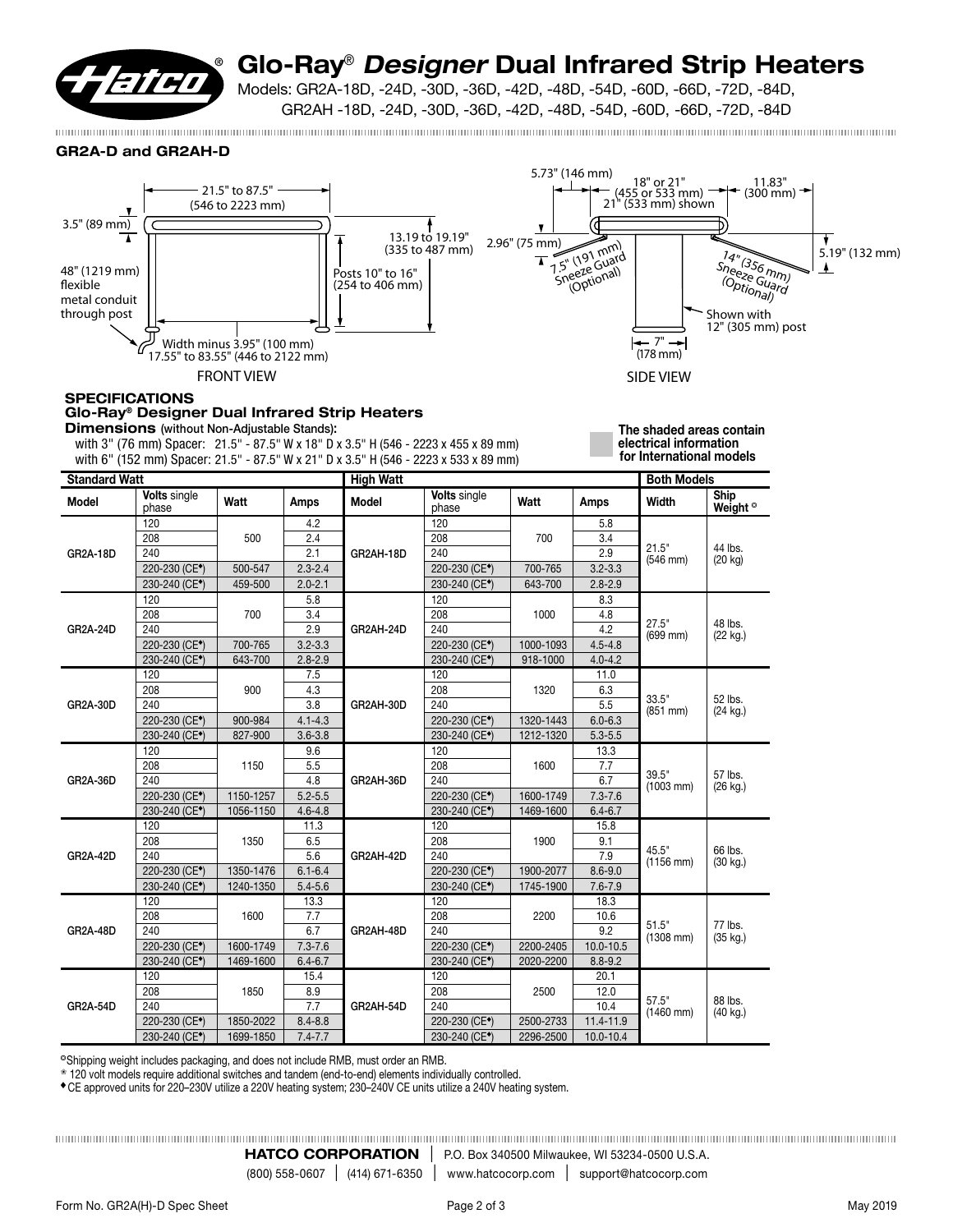# Glo-Ray® *Designer* Dual Infrared Strip Heaters

Models: GR2A-18D, -24D, -30D, -36D, -42D, -48D, -54D, -60D, -66D, -72D, -84D,
GR2AH -18D, -24D, -30D, -36D, -42D, -48D, -54D, -60D, -66D, -72D, -84D

**GR2A-D and GR2AH-D**

FRONT VIEW

21.5" to 87.5" (546 to 2223 mm)
3.5" (89 mm)
48" (1219 mm) flexible metal conduit through post
13.19 to 19.19" (335 to 487 mm)
Posts 10" to 16" (254 to 406 mm)
Width minus 3.95" (100 mm) 17.55" to 83.55" (446 to 2122 mm)

SIDE VIEW

5.73" (146 mm)
18" or 21" (455 or 533 mm) 21" (533 mm) shown
11.83" (300 mm)
2.96" (75 mm)
7.5" (191 mm) Sneeze Guard (Optional)
14" (356 mm) Sneeze Guard (Optional)
5.19" (132 mm)
Shown with 12" (305 mm) post
7" (178 mm)

## SPECIFICATIONS

### Glo-Ray® Designer Dual Infrared Strip Heaters

**Dimensions** (without Non-Adjustable Stands):
with 3" (76 mm) Spacer: 21.5" - 87.5" W x 18" D x 3.5" H (546 - 2223 x 455 x 89 mm)
with 6" (152 mm) Spacer: 21.5" - 87.5" W x 21" D x 3.5" H (546 - 2223 x 533 x 89 mm)

**The shaded areas contain electrical information for International models**

| Standard Watt | | | | High Watt | | | | Both Models | |
|---|---|---|---|---|---|---|---|---|---|
| Model | Volts single phase | Watt | Amps | Model | Volts single phase | Watt | Amps | Width | Ship Weight ◎ |
| GR2A-18D | 120 | 500 | 4.2 | GR2AH-18D | 120 | 700 | 5.8 | 21.5" (546 mm) | 44 lbs. (20 kg) |
| | 208 | | 2.4 | | 208 | | 3.4 | | |
| | 240 | | 2.1 | | 240 | | 2.9 | | |
| | 220-230 (CE◆) | 500-547 | 2.3-2.4 | | 220-230 (CE◆) | 700-765 | 3.2-3.3 | | |
| | 230-240 (CE◆) | 459-500 | 2.0-2.1 | | 230-240 (CE◆) | 643-700 | 2.8-2.9 | | |
| GR2A-24D | 120 | 700 | 5.8 | GR2AH-24D | 120 | 1000 | 8.3 | 27.5" (699 mm) | 48 lbs. (22 kg.) |
| | 208 | | 3.4 | | 208 | | 4.8 | | |
| | 240 | | 2.9 | | 240 | | 4.2 | | |
| | 220-230 (CE◆) | 700-765 | 3.2-3.3 | | 220-230 (CE◆) | 1000-1093 | 4.5-4.8 | | |
| | 230-240 (CE◆) | 643-700 | 2.8-2.9 | | 230-240 (CE◆) | 918-1000 | 4.0-4.2 | | |
| GR2A-30D | 120 | 900 | 7.5 | GR2AH-30D | 120 | 1320 | 11.0 | 33.5" (851 mm) | 52 lbs. (24 kg.) |
| | 208 | | 4.3 | | 208 | | 6.3 | | |
| | 240 | | 3.8 | | 240 | | 5.5 | | |
| | 220-230 (CE◆) | 900-984 | 4.1-4.3 | | 220-230 (CE◆) | 1320-1443 | 6.0-6.3 | | |
| | 230-240 (CE◆) | 827-900 | 3.6-3.8 | | 230-240 (CE◆) | 1212-1320 | 5.3-5.5 | | |
| GR2A-36D | 120 | 1150 | 9.6 | GR2AH-36D | 120 | 1600 | 13.3 | 39.5" (1003 mm) | 57 lbs. (26 kg.) |
| | 208 | | 5.5 | | 208 | | 7.7 | | |
| | 240 | | 4.8 | | 240 | | 6.7 | | |
| | 220-230 (CE◆) | 1150-1257 | 5.2-5.5 | | 220-230 (CE◆) | 1600-1749 | 7.3-7.6 | | |
| | 230-240 (CE◆) | 1056-1150 | 4.6-4.8 | | 230-240 (CE◆) | 1469-1600 | 6.4-6.7 | | |
| GR2A-42D | 120 | 1350 | 11.3 | GR2AH-42D | 120 | 1900 | 15.8 | 45.5" (1156 mm) | 66 lbs. (30 kg.) |
| | 208 | | 6.5 | | 208 | | 9.1 | | |
| | 240 | | 5.6 | | 240 | | 7.9 | | |
| | 220-230 (CE◆) | 1350-1476 | 6.1-6.4 | | 220-230 (CE◆) | 1900-2077 | 8.6-9.0 | | |
| | 230-240 (CE◆) | 1240-1350 | 5.4-5.6 | | 230-240 (CE◆) | 1745-1900 | 7.6-7.9 | | |
| GR2A-48D | 120 | 1600 | 13.3 | GR2AH-48D | 120 | 2200 | 18.3 | 51.5" (1308 mm) | 77 lbs. (35 kg.) |
| | 208 | | 7.7 | | 208 | | 10.6 | | |
| | 240 | | 6.7 | | 240 | | 9.2 | | |
| | 220-230 (CE◆) | 1600-1749 | 7.3-7.6 | | 220-230 (CE◆) | 2200-2405 | 10.0-10.5 | | |
| | 230-240 (CE◆) | 1469-1600 | 6.4-6.7 | | 230-240 (CE◆) | 2020-2200 | 8.8-9.2 | | |
| GR2A-54D | 120 | 1850 | 15.4 | GR2AH-54D | 120 | 2500 | 20.1 | 57.5" (1460 mm) | 88 lbs. (40 kg.) |
| | 208 | | 8.9 | | 208 | | 12.0 | | |
| | 240 | | 7.7 | | 240 | | 10.4 | | |
| | 220-230 (CE◆) | 1850-2022 | 8.4-8.8 | | 220-230 (CE◆) | 2500-2733 | 11.4-11.9 | | |
| | 230-240 (CE◆) | 1699-1850 | 7.4-7.7 | | 230-240 (CE◆) | 2296-2500 | 10.0-10.4 | | |

◎Shipping weight includes packaging, and does not include RMB, must order an RMB.
✱ 120 volt models require additional switches and tandem (end-to-end) elements individually controlled.
◆CE approved units for 220–230V utilize a 220V heating system; 230–240V CE units utilize a 240V heating system.

**HATCO CORPORATION** | P.O. Box 340500 Milwaukee, WI 53234-0500 U.S.A.
(800) 558-0607 | (414) 671-6350 | www.hatcocorp.com | support@hatcocorp.com

Form No. GR2A(H)-D Spec Sheet — May 2019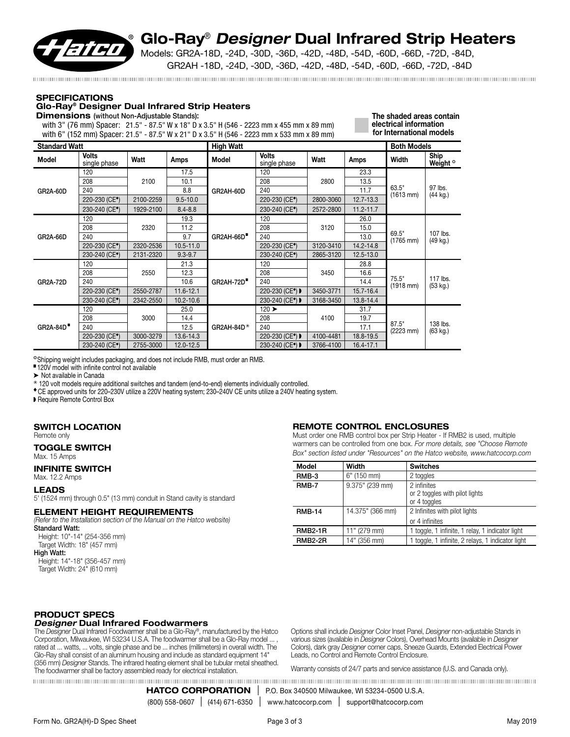# Glo-Ray® *Designer* Dual Infrared Strip Heaters

Models: GR2A-18D, -24D, -30D, -36D, -42D, -48D, -54D, -60D, -66D, -72D, -84D,
GR2AH -18D, -24D, -30D, -36D, -42D, -48D, -54D, -60D, -66D, -72D, -84D

## SPECIFICATIONS

### Glo-Ray® Designer Dual Infrared Strip Heaters

**Dimensions** (without Non-Adjustable Stands):

with 3" (76 mm) Spacer: 21.5" - 87.5" W x 18" D x 3.5" H (546 - 2223 mm x 455 mm x 89 mm)
with 6" (152 mm) Spacer: 21.5" - 87.5" W x 21" D x 3.5" H (546 - 2223 mm x 533 mm x 89 mm)

The shaded areas contain electrical information for International models

| Standard Watt | | | | High Watt | | | | Both Models | |
|---|---|---|---|---|---|---|---|---|---|
| Model | Volts single phase | Watt | Amps | Model | Volts single phase | Watt | Amps | Width | Ship Weight ☼ |
| GR2A-60D | 120 | 2100 | 17.5 | GR2AH-60D | 120 | 2800 | 23.3 | 63.5" (1613 mm) | 97 lbs. (44 kg.) |
| | 208 | | 10.1 | | 208 | | 13.5 | | |
| | 240 | | 8.8 | | 240 | | 11.7 | | |
| | 220-230 (CE♦) | 2100-2259 | 9.5-10.0 | | 220-230 (CE♦) | 2800-3060 | 12.7-13.3 | | |
| | 230-240 (CE♦) | 1929-2100 | 8.4-8.8 | | 230-240 (CE♦) | 2572-2800 | 11.2-11.7 | | |
| GR2A-66D | 120 | 2320 | 19.3 | GR2AH-66D■ | 120 | 3120 | 26.0 | 69.5" (1765 mm) | 107 lbs. (49 kg.) |
| | 208 | | 11.2 | | 208 | | 15.0 | | |
| | 240 | | 9.7 | | 240 | | 13.0 | | |
| | 220-230 (CE♦) | 2320-2536 | 10.5-11.0 | | 220-230 (CE♦) | 3120-3410 | 14.2-14.8 | | |
| | 230-240 (CE♦) | 2131-2320 | 9.3-9.7 | | 230-240 (CE♦) | 2865-3120 | 12.5-13.0 | | |
| GR2A-72D | 120 | 2550 | 21.3 | GR2AH-72D■ | 120 | 3450 | 28.8 | 75.5" (1918 mm) | 117 lbs. (53 kg.) |
| | 208 | | 12.3 | | 208 | | 16.6 | | |
| | 240 | | 10.6 | | 240 | | 14.4 | | |
| | 220-230 (CE♦) | 2550-2787 | 11.6-12.1 | | 220-230 (CE♦) ◗ | 3450-3771 | 15.7-16.4 | | |
| | 230-240 (CE♦) | 2342-2550 | 10.2-10.6 | | 230-240 (CE♦) ◗ | 3168-3450 | 13.8-14.4 | | |
| GR2A-84D■ | 120 | 3000 | 25.0 | GR2AH-84D✽ | 120 ➤ | 4100 | 31.7 | 87.5" (2223 mm) | 138 lbs. (63 kg.) |
| | 208 | | 14.4 | | 208 | | 19.7 | | |
| | 240 | | 12.5 | | 240 | | 17.1 | | |
| | 220-230 (CE♦) | 3000-3279 | 13.6-14.3 | | 220-230 (CE♦) ◗ | 4100-4481 | 18.8-19.5 | | |
| | 230-240 (CE♦) | 2755-3000 | 12.0-12.5 | | 230-240 (CE♦) ◗ | 3766-4100 | 16.4-17.1 | | |

☼Shipping weight includes packaging, and does not include RMB, must order an RMB.
■120V model with infinite control not available
➤ Not available in Canada
✽ 120 volt models require additional switches and tandem (end-to-end) elements individually controlled.
♦CE approved units for 220–230V utilize a 220V heating system; 230–240V CE units utilize a 240V heating system.
◗ Require Remote Control Box

### SWITCH LOCATION

Remote only

### TOGGLE SWITCH

Max. 15 Amps

### INFINITE SWITCH

Max. 12.2 Amps

### LEADS

5' (1524 mm) through 0.5" (13 mm) conduit in Stand cavity is standard

### ELEMENT HEIGHT REQUIREMENTS

*(Refer to the Installation section of the Manual on the Hatco website)*

**Standard Watt:**
Height: 10"-14" (254-356 mm)
Target Width: 18" (457 mm)

**High Watt:**
Height: 14"-18" (356-457 mm)
Target Width: 24" (610 mm)

### REMOTE CONTROL ENCLOSURES

Must order one RMB control box per Strip Heater - If RMB2 is used, multiple warmers can be controlled from one box. *For more details, see "Choose Remote Box" section listed under "Resources" on the Hatco website, www.hatcocorp.com*

| Model | Width | Switches |
|---|---|---|
| RMB-3 | 6" (150 mm) | 2 toggles |
| RMB-7 | 9.375" (239 mm) | 2 infinites or 2 toggles with pilot lights or 4 toggles |
| RMB-14 | 14.375" (366 mm) | 2 Infinites with pilot lights or 4 infinites |
| RMB2-1R | 11" (279 mm) | 1 toggle, 1 infinite, 1 relay, 1 indicator light |
| RMB2-2R | 14" (356 mm) | 1 toggle, 1 infinite, 2 relays, 1 indicator light |

## PRODUCT SPECS

### *Designer* Dual Infrared Foodwarmers

The *Designer* Dual Infrared Foodwarmer shall be a Glo-Ray®, manufactured by the Hatco Corporation, Milwaukee, WI 53234 U.S.A. The foodwarmer shall be a Glo-Ray model ... , rated at ... watts, ... volts, single phase and be ... inches (millimeters) in overall width. The Glo-Ray shall consist of an aluminum housing and include as standard equipment 14" (356 mm) *Designer* Stands. The infrared heating element shall be tubular metal sheathed. The foodwarmer shall be factory assembled ready for electrical installation.

Options shall include *Designer* Color Inset Panel, *Designer* non-adjustable Stands in various sizes (available in *Designer* Colors), Overhead Mounts (available in *Designer* Colors), dark gray *Designer* corner caps, Sneeze Guards, Extended Electrical Power Leads, no Control and Remote Control Enclosure.

Warranty consists of 24/7 parts and service assistance (U.S. and Canada only).

**HATCO CORPORATION** | P.O. Box 340500 Milwaukee, WI 53234-0500 U.S.A.
(800) 558-0607 | (414) 671-6350 | www.hatcocorp.com | support@hatcocorp.com

Form No. GR2A(H)-D Spec Sheet — May 2019